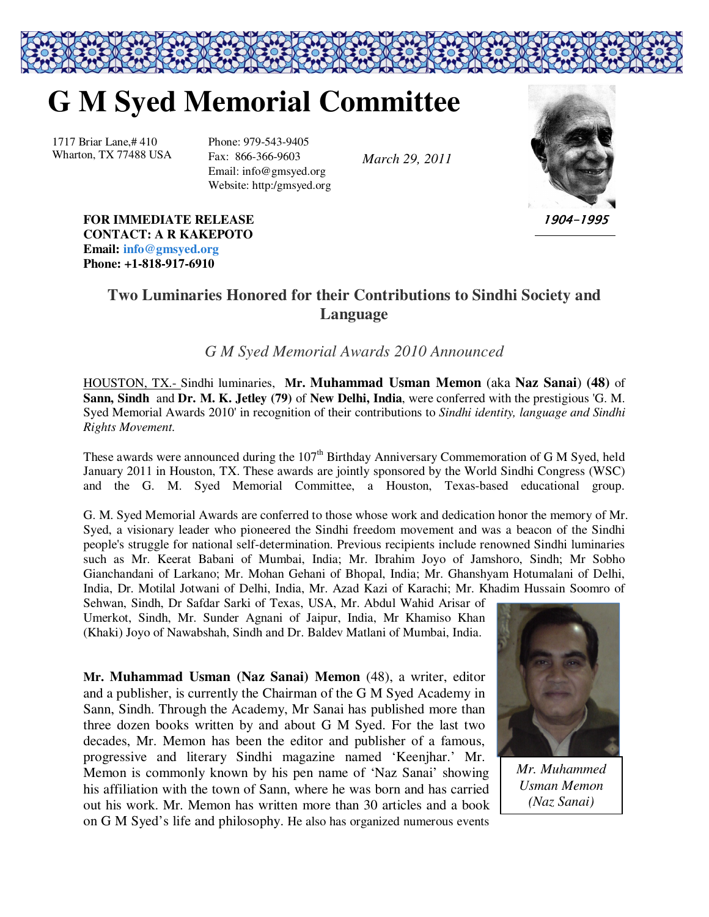# G M Syed Memorial Committee

1717 Briar Lane,# 410
Wharton, TX 77488 USA

Phone: 979-543-9405
Fax: 866-366-9603
Email: info@gmsyed.org
Website: http:/gmsyed.org

*March 29, 2011*

*1904-1995*

**FOR IMMEDIATE RELEASE**
**CONTACT: A R KAKEPOTO**
**Email: info@gmsyed.org**
**Phone: +1-818-917-6910**

## Two Luminaries Honored for their Contributions to Sindhi Society and Language

### *G M Syed Memorial Awards 2010 Announced*

HOUSTON, TX.- Sindhi luminaries, **Mr. Muhammad Usman Memon** (aka **Naz Sanai**) **(48)** of **Sann, Sindh** and **Dr. M. K. Jetley (79)** of **New Delhi, India**, were conferred with the prestigious 'G. M. Syed Memorial Awards 2010' in recognition of their contributions to *Sindhi identity, language and Sindhi Rights Movement.*

These awards were announced during the 107th Birthday Anniversary Commemoration of G M Syed, held January 2011 in Houston, TX. These awards are jointly sponsored by the World Sindhi Congress (WSC) and the G. M. Syed Memorial Committee, a Houston, Texas-based educational group.

G. M. Syed Memorial Awards are conferred to those whose work and dedication honor the memory of Mr. Syed, a visionary leader who pioneered the Sindhi freedom movement and was a beacon of the Sindhi people's struggle for national self-determination. Previous recipients include renowned Sindhi luminaries such as Mr. Keerat Babani of Mumbai, India; Mr. Ibrahim Joyo of Jamshoro, Sindh; Mr Sobho Gianchandani of Larkano; Mr. Mohan Gehani of Bhopal, India; Mr. Ghanshyam Hotumalani of Delhi, India, Dr. Motilal Jotwani of Delhi, India, Mr. Azad Kazi of Karachi; Mr. Khadim Hussain Soomro of Sehwan, Sindh, Dr Safdar Sarki of Texas, USA, Mr. Abdul Wahid Arisar of Umerkot, Sindh, Mr. Sunder Agnani of Jaipur, India, Mr Khamiso Khan (Khaki) Joyo of Nawabshah, Sindh and Dr. Baldev Matlani of Mumbai, India.

*Mr. Muhammed Usman Memon (Naz Sanai)*

**Mr. Muhammad Usman (Naz Sanai) Memon** (48), a writer, editor and a publisher, is currently the Chairman of the G M Syed Academy in Sann, Sindh. Through the Academy, Mr Sanai has published more than three dozen books written by and about G M Syed. For the last two decades, Mr. Memon has been the editor and publisher of a famous, progressive and literary Sindhi magazine named 'Keenjhar.' Mr. Memon is commonly known by his pen name of 'Naz Sanai' showing his affiliation with the town of Sann, where he was born and has carried out his work. Mr. Memon has written more than 30 articles and a book on G M Syed's life and philosophy. He also has organized numerous events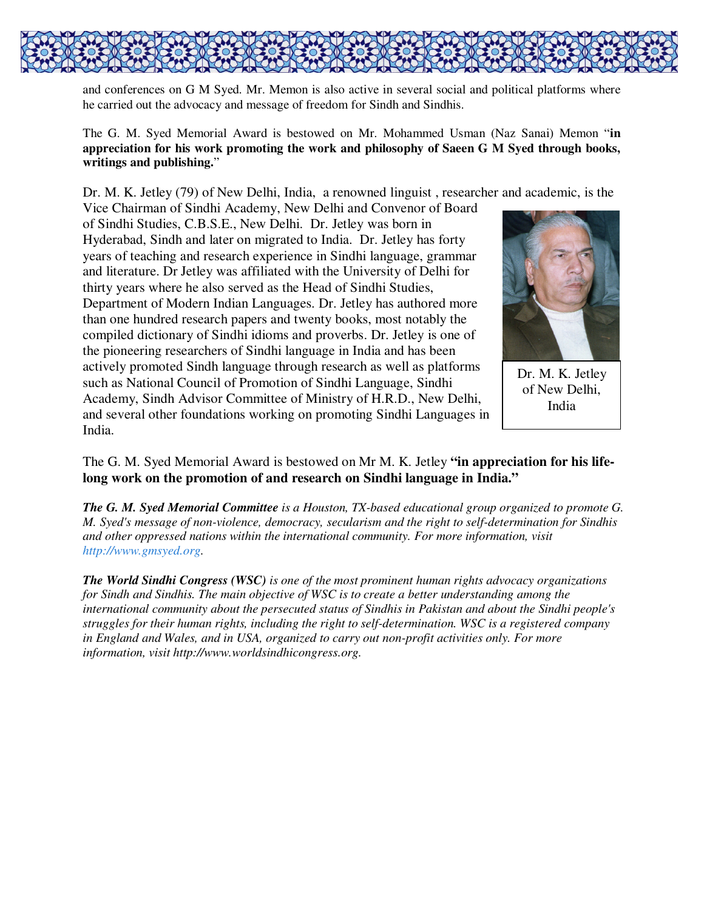and conferences on G M Syed. Mr. Memon is also active in several social and political platforms where he carried out the advocacy and message of freedom for Sindh and Sindhis.

The G. M. Syed Memorial Award is bestowed on Mr. Mohammed Usman (Naz Sanai) Memon "**in appreciation for his work promoting the work and philosophy of Saeen G M Syed through books, writings and publishing.**"

Dr. M. K. Jetley (79) of New Delhi, India, a renowned linguist , researcher and academic, is the Vice Chairman of Sindhi Academy, New Delhi and Convenor of Board of Sindhi Studies, C.B.S.E., New Delhi. Dr. Jetley was born in Hyderabad, Sindh and later on migrated to India. Dr. Jetley has forty years of teaching and research experience in Sindhi language, grammar and literature. Dr Jetley was affiliated with the University of Delhi for thirty years where he also served as the Head of Sindhi Studies, Department of Modern Indian Languages. Dr. Jetley has authored more than one hundred research papers and twenty books, most notably the compiled dictionary of Sindhi idioms and proverbs. Dr. Jetley is one of the pioneering researchers of Sindhi language in India and has been actively promoted Sindh language through research as well as platforms such as National Council of Promotion of Sindhi Language, Sindhi Academy, Sindh Advisor Committee of Ministry of H.R.D., New Delhi, and several other foundations working on promoting Sindhi Languages in India.

Dr. M. K. Jetley of New Delhi, India

The G. M. Syed Memorial Award is bestowed on Mr M. K. Jetley **"in appreciation for his life-long work on the promotion of and research on Sindhi language in India."**

***The G. M. Syed Memorial Committee*** *is a Houston, TX-based educational group organized to promote G. M. Syed's message of non-violence, democracy, secularism and the right to self-determination for Sindhis and other oppressed nations within the international community. For more information, visit http://www.gmsyed.org.*

***The World Sindhi Congress (WSC)*** *is one of the most prominent human rights advocacy organizations for Sindh and Sindhis. The main objective of WSC is to create a better understanding among the international community about the persecuted status of Sindhis in Pakistan and about the Sindhi people's struggles for their human rights, including the right to self-determination. WSC is a registered company in England and Wales, and in USA, organized to carry out non-profit activities only. For more information, visit http://www.worldsindhicongress.org.*